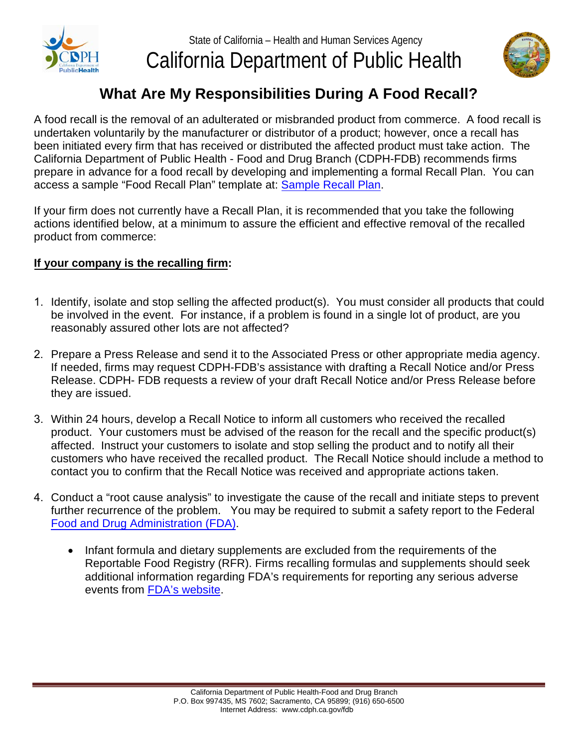State of California – Health and Human Services Agency

# California Department of Public Health

## What Are My Responsibilities During A Food Recall?

A food recall is the removal of an adulterated or misbranded product from commerce. A food recall is undertaken voluntarily by the manufacturer or distributor of a product; however, once a recall has been initiated every firm that has received or distributed the affected product must take action. The California Department of Public Health - Food and Drug Branch (CDPH-FDB) recommends firms prepare in advance for a food recall by developing and implementing a formal Recall Plan. You can access a sample "Food Recall Plan" template at: Sample Recall Plan.

If your firm does not currently have a Recall Plan, it is recommended that you take the following actions identified below, at a minimum to assure the efficient and effective removal of the recalled product from commerce:

**If your company is the recalling firm:**

1. Identify, isolate and stop selling the affected product(s). You must consider all products that could be involved in the event. For instance, if a problem is found in a single lot of product, are you reasonably assured other lots are not affected?

2. Prepare a Press Release and send it to the Associated Press or other appropriate media agency. If needed, firms may request CDPH-FDB's assistance with drafting a Recall Notice and/or Press Release. CDPH- FDB requests a review of your draft Recall Notice and/or Press Release before they are issued.

3. Within 24 hours, develop a Recall Notice to inform all customers who received the recalled product. Your customers must be advised of the reason for the recall and the specific product(s) affected. Instruct your customers to isolate and stop selling the product and to notify all their customers who have received the recalled product. The Recall Notice should include a method to contact you to confirm that the Recall Notice was received and appropriate actions taken.

4. Conduct a "root cause analysis" to investigate the cause of the recall and initiate steps to prevent further recurrence of the problem. You may be required to submit a safety report to the Federal Food and Drug Administration (FDA).

    - Infant formula and dietary supplements are excluded from the requirements of the Reportable Food Registry (RFR). Firms recalling formulas and supplements should seek additional information regarding FDA's requirements for reporting any serious adverse events from FDA's website.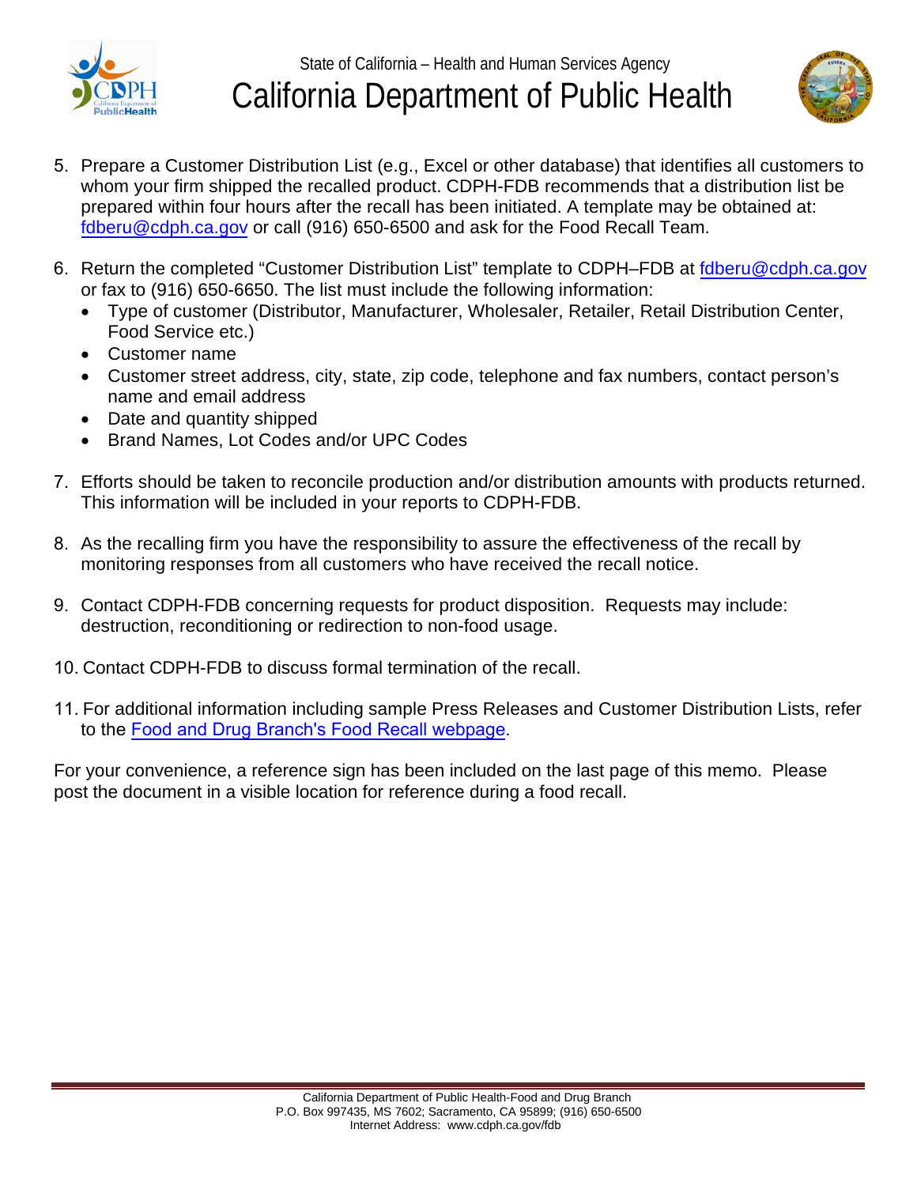5. Prepare a Customer Distribution List (e.g., Excel or other database) that identifies all customers to whom your firm shipped the recalled product. CDPH-FDB recommends that a distribution list be prepared within four hours after the recall has been initiated. A template may be obtained at: fdberu@cdph.ca.gov or call (916) 650-6500 and ask for the Food Recall Team.

6. Return the completed "Customer Distribution List" template to CDPH–FDB at fdberu@cdph.ca.gov or fax to (916) 650-6650. The list must include the following information:
   - Type of customer (Distributor, Manufacturer, Wholesaler, Retailer, Retail Distribution Center, Food Service etc.)
   - Customer name
   - Customer street address, city, state, zip code, telephone and fax numbers, contact person's name and email address
   - Date and quantity shipped
   - Brand Names, Lot Codes and/or UPC Codes

7. Efforts should be taken to reconcile production and/or distribution amounts with products returned. This information will be included in your reports to CDPH-FDB.

8. As the recalling firm you have the responsibility to assure the effectiveness of the recall by monitoring responses from all customers who have received the recall notice.

9. Contact CDPH-FDB concerning requests for product disposition. Requests may include: destruction, reconditioning or redirection to non-food usage.

10. Contact CDPH-FDB to discuss formal termination of the recall.

11. For additional information including sample Press Releases and Customer Distribution Lists, refer to the Food and Drug Branch's Food Recall webpage.

For your convenience, a reference sign has been included on the last page of this memo. Please post the document in a visible location for reference during a food recall.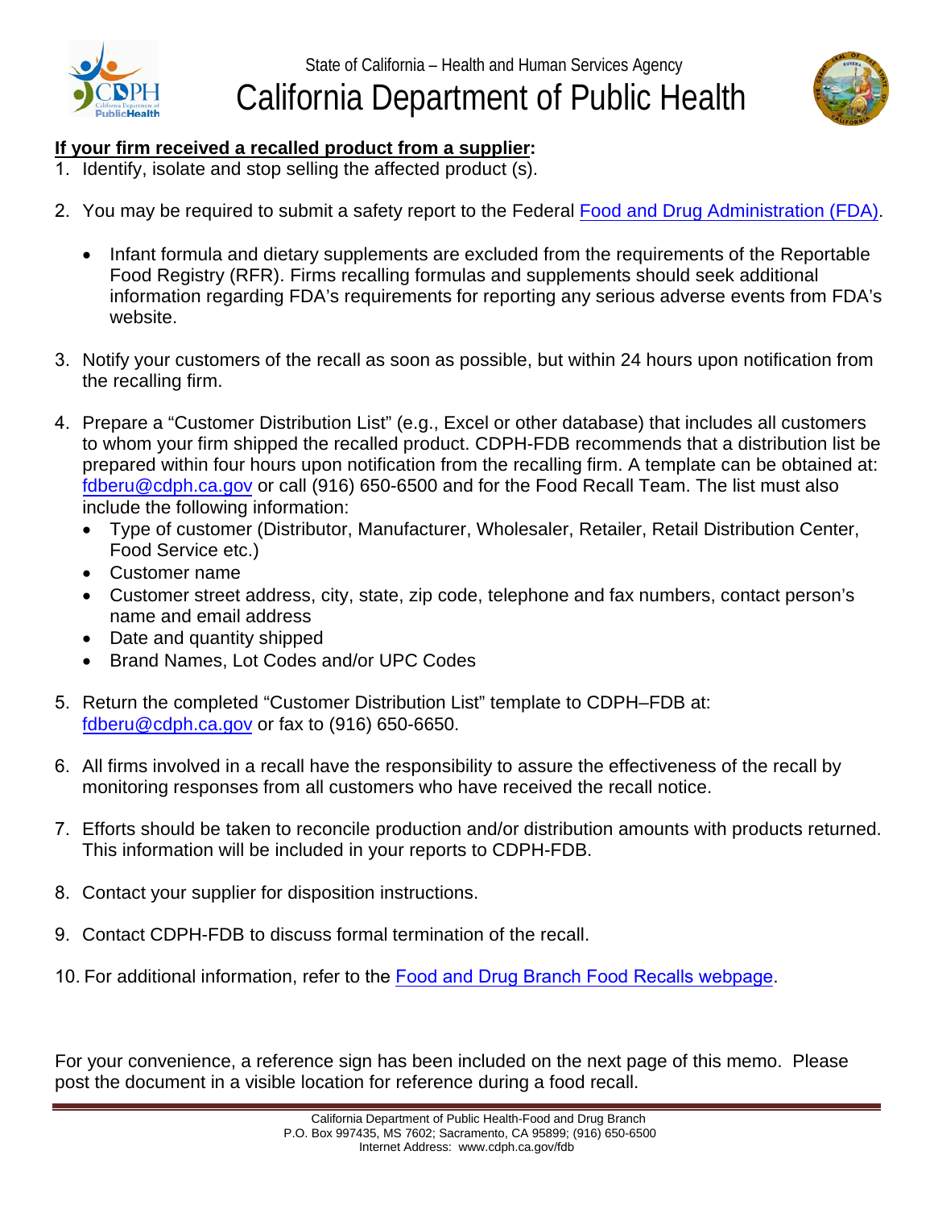State of California – Health and Human Services Agency

# California Department of Public Health

**If your firm received a recalled product from a supplier:**

1. Identify, isolate and stop selling the affected product (s).

2. You may be required to submit a safety report to the Federal Food and Drug Administration (FDA).

   - Infant formula and dietary supplements are excluded from the requirements of the Reportable Food Registry (RFR). Firms recalling formulas and supplements should seek additional information regarding FDA's requirements for reporting any serious adverse events from FDA's website.

3. Notify your customers of the recall as soon as possible, but within 24 hours upon notification from the recalling firm.

4. Prepare a "Customer Distribution List" (e.g., Excel or other database) that includes all customers to whom your firm shipped the recalled product. CDPH-FDB recommends that a distribution list be prepared within four hours upon notification from the recalling firm. A template can be obtained at: fdberu@cdph.ca.gov or call (916) 650-6500 and for the Food Recall Team. The list must also include the following information:
   - Type of customer (Distributor, Manufacturer, Wholesaler, Retailer, Retail Distribution Center, Food Service etc.)
   - Customer name
   - Customer street address, city, state, zip code, telephone and fax numbers, contact person's name and email address
   - Date and quantity shipped
   - Brand Names, Lot Codes and/or UPC Codes

5. Return the completed "Customer Distribution List" template to CDPH–FDB at: fdberu@cdph.ca.gov or fax to (916) 650-6650.

6. All firms involved in a recall have the responsibility to assure the effectiveness of the recall by monitoring responses from all customers who have received the recall notice.

7. Efforts should be taken to reconcile production and/or distribution amounts with products returned. This information will be included in your reports to CDPH-FDB.

8. Contact your supplier for disposition instructions.

9. Contact CDPH-FDB to discuss formal termination of the recall.

10. For additional information, refer to the Food and Drug Branch Food Recalls webpage.

For your convenience, a reference sign has been included on the next page of this memo. Please post the document in a visible location for reference during a food recall.

California Department of Public Health-Food and Drug Branch
P.O. Box 997435, MS 7602; Sacramento, CA 95899; (916) 650-6500
Internet Address: www.cdph.ca.gov/fdb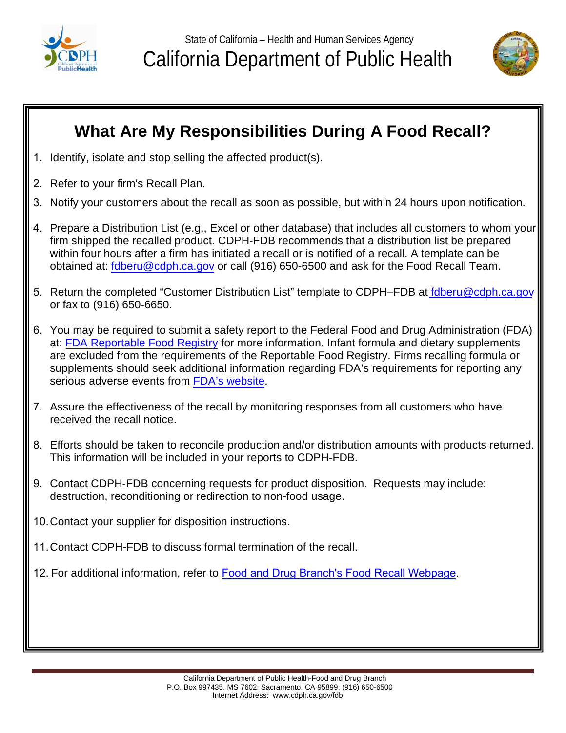State of California – Health and Human Services Agency

# California Department of Public Health

## What Are My Responsibilities During A Food Recall?

1. Identify, isolate and stop selling the affected product(s).
2. Refer to your firm's Recall Plan.
3. Notify your customers about the recall as soon as possible, but within 24 hours upon notification.
4. Prepare a Distribution List (e.g., Excel or other database) that includes all customers to whom your firm shipped the recalled product. CDPH-FDB recommends that a distribution list be prepared within four hours after a firm has initiated a recall or is notified of a recall. A template can be obtained at: fdberu@cdph.ca.gov or call (916) 650-6500 and ask for the Food Recall Team.
5. Return the completed "Customer Distribution List" template to CDPH–FDB at fdberu@cdph.ca.gov or fax to (916) 650-6650.
6. You may be required to submit a safety report to the Federal Food and Drug Administration (FDA) at: FDA Reportable Food Registry for more information. Infant formula and dietary supplements are excluded from the requirements of the Reportable Food Registry. Firms recalling formula or supplements should seek additional information regarding FDA's requirements for reporting any serious adverse events from FDA's website.
7. Assure the effectiveness of the recall by monitoring responses from all customers who have received the recall notice.
8. Efforts should be taken to reconcile production and/or distribution amounts with products returned. This information will be included in your reports to CDPH-FDB.
9. Contact CDPH-FDB concerning requests for product disposition. Requests may include: destruction, reconditioning or redirection to non-food usage.
10. Contact your supplier for disposition instructions.
11. Contact CDPH-FDB to discuss formal termination of the recall.
12. For additional information, refer to Food and Drug Branch's Food Recall Webpage.

California Department of Public Health-Food and Drug Branch
P.O. Box 997435, MS 7602; Sacramento, CA 95899; (916) 650-6500
Internet Address: www.cdph.ca.gov/fdb